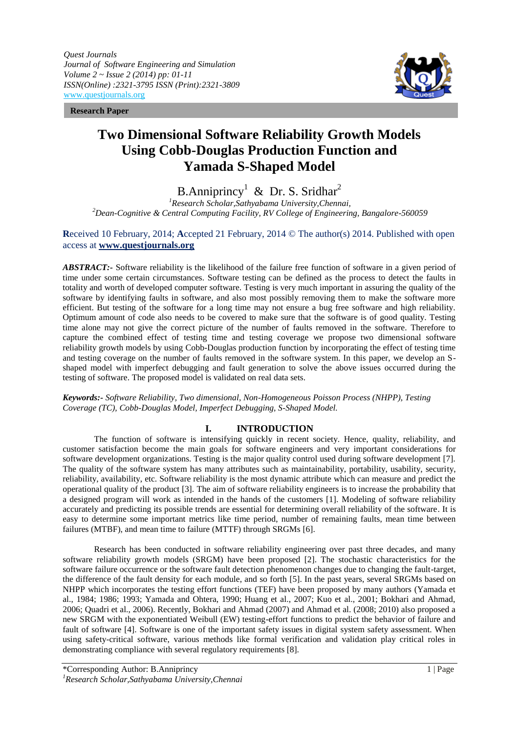Research Paper

# Two Dimensional Software Reliability Growth Models Using Cobb-Douglas Production Function and Yamada S-Shaped Model

B.Anniprincy[1] & Dr. S. Sridhar[2]

[1]*Research Scholar,Sathyabama University,Chennai,*
[2]*Dean-Cognitive & Central Computing Facility, RV College of Engineering, Bangalore-560059*

**R**eceived 10 February, 2014; **A**ccepted 21 February, 2014 © The author(s) 2014. Published with open access at **www.questjournals.org**

***ABSTRACT:-*** Software reliability is the likelihood of the failure free function of software in a given period of time under some certain circumstances. Software testing can be defined as the process to detect the faults in totality and worth of developed computer software. Testing is very much important in assuring the quality of the software by identifying faults in software, and also most possibly removing them to make the software more efficient. But testing of the software for a long time may not ensure a bug free software and high reliability. Optimum amount of code also needs to be covered to make sure that the software is of good quality. Testing time alone may not give the correct picture of the number of faults removed in the software. Therefore to capture the combined effect of testing time and testing coverage we propose two dimensional software reliability growth models by using Cobb-Douglas production function by incorporating the effect of testing time and testing coverage on the number of faults removed in the software system. In this paper, we develop an S-shaped model with imperfect debugging and fault generation to solve the above issues occurred during the testing of software. The proposed model is validated on real data sets.

***Keywords:-*** *Software Reliability, Two dimensional, Non-Homogeneous Poisson Process (NHPP), Testing Coverage (TC), Cobb-Douglas Model, Imperfect Debugging, S-Shaped Model.*

## I. INTRODUCTION

The function of software is intensifying quickly in recent society. Hence, quality, reliability, and customer satisfaction become the main goals for software engineers and very important considerations for software development organizations. Testing is the major quality control used during software development [7]. The quality of the software system has many attributes such as maintainability, portability, usability, security, reliability, availability, etc. Software reliability is the most dynamic attribute which can measure and predict the operational quality of the product [3]. The aim of software reliability engineers is to increase the probability that a designed program will work as intended in the hands of the customers [1]. Modeling of software reliability accurately and predicting its possible trends are essential for determining overall reliability of the software. It is easy to determine some important metrics like time period, number of remaining faults, mean time between failures (MTBF), and mean time to failure (MTTF) through SRGMs [6].

Research has been conducted in software reliability engineering over past three decades, and many software reliability growth models (SRGM) have been proposed [2]. The stochastic characteristics for the software failure occurrence or the software fault detection phenomenon changes due to changing the fault-target, the difference of the fault density for each module, and so forth [5]. In the past years, several SRGMs based on NHPP which incorporates the testing effort functions (TEF) have been proposed by many authors (Yamada et al., 1984; 1986; 1993; Yamada and Ohtera, 1990; Huang et al., 2007; Kuo et al., 2001; Bokhari and Ahmad, 2006; Quadri et al., 2006). Recently, Bokhari and Ahmad (2007) and Ahmad et al. (2008; 2010) also proposed a new SRGM with the exponentiated Weibull (EW) testing-effort functions to predict the behavior of failure and fault of software [4]. Software is one of the important safety issues in digital system safety assessment. When using safety-critical software, various methods like formal verification and validation play critical roles in demonstrating compliance with several regulatory requirements [8].

*Corresponding Author: B.Anniprincy
[1]*Research Scholar,Sathyabama University,Chennai*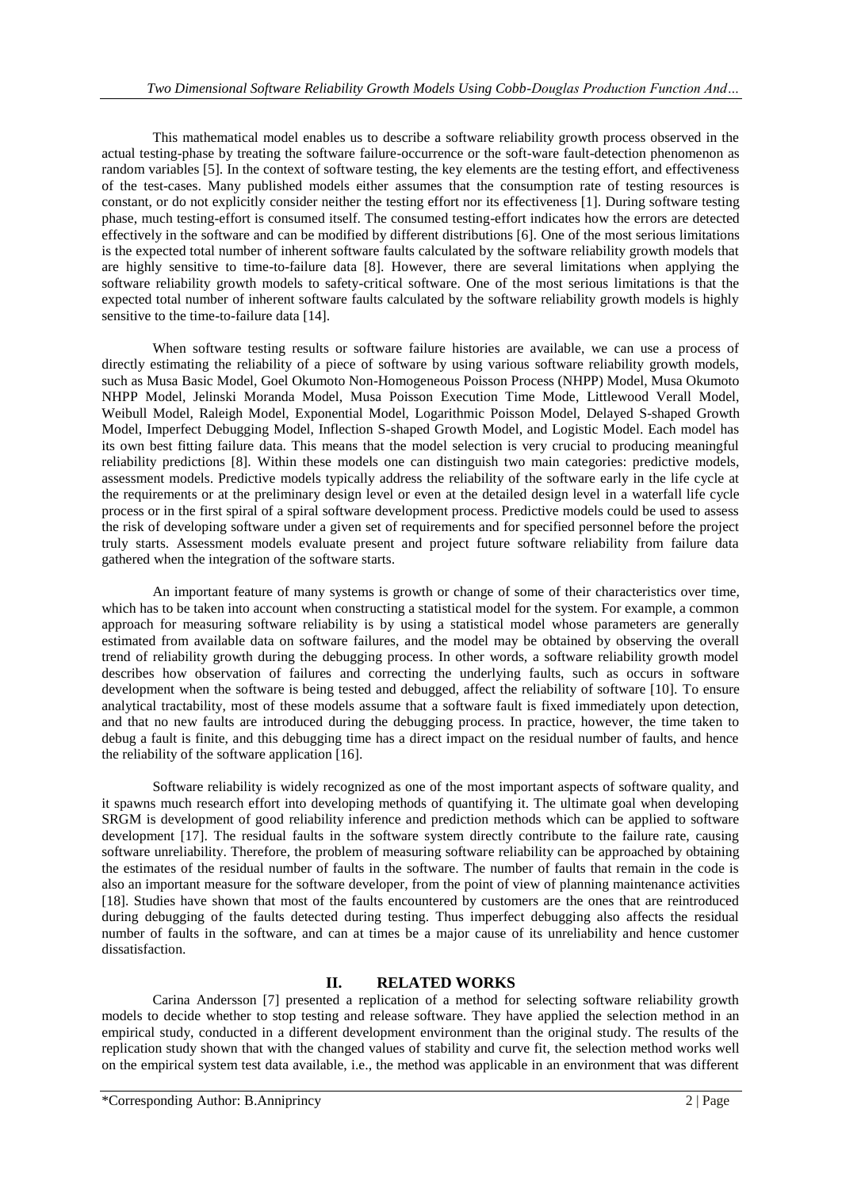This mathematical model enables us to describe a software reliability growth process observed in the actual testing-phase by treating the software failure-occurrence or the soft-ware fault-detection phenomenon as random variables [5]. In the context of software testing, the key elements are the testing effort, and effectiveness of the test-cases. Many published models either assumes that the consumption rate of testing resources is constant, or do not explicitly consider neither the testing effort nor its effectiveness [1]. During software testing phase, much testing-effort is consumed itself. The consumed testing-effort indicates how the errors are detected effectively in the software and can be modified by different distributions [6]. One of the most serious limitations is the expected total number of inherent software faults calculated by the software reliability growth models that are highly sensitive to time-to-failure data [8]. However, there are several limitations when applying the software reliability growth models to safety-critical software. One of the most serious limitations is that the expected total number of inherent software faults calculated by the software reliability growth models is highly sensitive to the time-to-failure data [14].

When software testing results or software failure histories are available, we can use a process of directly estimating the reliability of a piece of software by using various software reliability growth models, such as Musa Basic Model, Goel Okumoto Non-Homogeneous Poisson Process (NHPP) Model, Musa Okumoto NHPP Model, Jelinski Moranda Model, Musa Poisson Execution Time Mode, Littlewood Verall Model, Weibull Model, Raleigh Model, Exponential Model, Logarithmic Poisson Model, Delayed S-shaped Growth Model, Imperfect Debugging Model, Inflection S-shaped Growth Model, and Logistic Model. Each model has its own best fitting failure data. This means that the model selection is very crucial to producing meaningful reliability predictions [8]. Within these models one can distinguish two main categories: predictive models, assessment models. Predictive models typically address the reliability of the software early in the life cycle at the requirements or at the preliminary design level or even at the detailed design level in a waterfall life cycle process or in the first spiral of a spiral software development process. Predictive models could be used to assess the risk of developing software under a given set of requirements and for specified personnel before the project truly starts. Assessment models evaluate present and project future software reliability from failure data gathered when the integration of the software starts.

An important feature of many systems is growth or change of some of their characteristics over time, which has to be taken into account when constructing a statistical model for the system. For example, a common approach for measuring software reliability is by using a statistical model whose parameters are generally estimated from available data on software failures, and the model may be obtained by observing the overall trend of reliability growth during the debugging process. In other words, a software reliability growth model describes how observation of failures and correcting the underlying faults, such as occurs in software development when the software is being tested and debugged, affect the reliability of software [10]. To ensure analytical tractability, most of these models assume that a software fault is fixed immediately upon detection, and that no new faults are introduced during the debugging process. In practice, however, the time taken to debug a fault is finite, and this debugging time has a direct impact on the residual number of faults, and hence the reliability of the software application [16].

Software reliability is widely recognized as one of the most important aspects of software quality, and it spawns much research effort into developing methods of quantifying it. The ultimate goal when developing SRGM is development of good reliability inference and prediction methods which can be applied to software development [17]. The residual faults in the software system directly contribute to the failure rate, causing software unreliability. Therefore, the problem of measuring software reliability can be approached by obtaining the estimates of the residual number of faults in the software. The number of faults that remain in the code is also an important measure for the software developer, from the point of view of planning maintenance activities [18]. Studies have shown that most of the faults encountered by customers are the ones that are reintroduced during debugging of the faults detected during testing. Thus imperfect debugging also affects the residual number of faults in the software, and can at times be a major cause of its unreliability and hence customer dissatisfaction.

## II. RELATED WORKS

Carina Andersson [7] presented a replication of a method for selecting software reliability growth models to decide whether to stop testing and release software. They have applied the selection method in an empirical study, conducted in a different development environment than the original study. The results of the replication study shown that with the changed values of stability and curve fit, the selection method works well on the empirical system test data available, i.e., the method was applicable in an environment that was different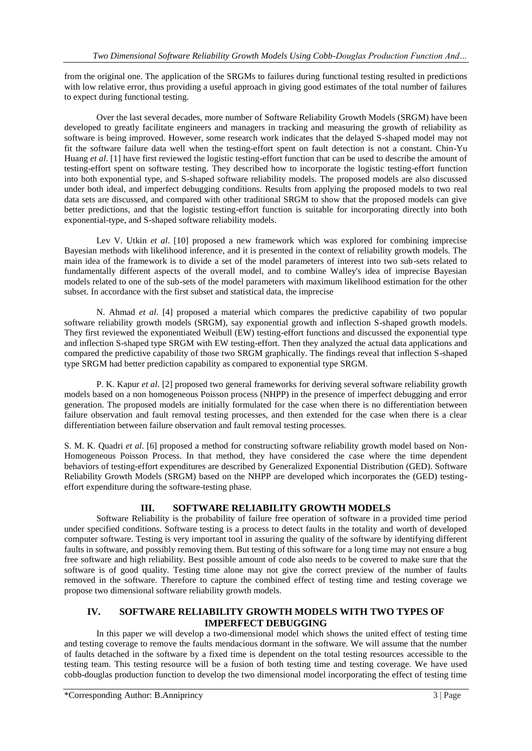from the original one. The application of the SRGMs to failures during functional testing resulted in predictions with low relative error, thus providing a useful approach in giving good estimates of the total number of failures to expect during functional testing.

Over the last several decades, more number of Software Reliability Growth Models (SRGM) have been developed to greatly facilitate engineers and managers in tracking and measuring the growth of reliability as software is being improved. However, some research work indicates that the delayed S-shaped model may not fit the software failure data well when the testing-effort spent on fault detection is not a constant. Chin-Yu Huang *et al*. [1] have first reviewed the logistic testing-effort function that can be used to describe the amount of testing-effort spent on software testing. They described how to incorporate the logistic testing-effort function into both exponential type, and S-shaped software reliability models. The proposed models are also discussed under both ideal, and imperfect debugging conditions. Results from applying the proposed models to two real data sets are discussed, and compared with other traditional SRGM to show that the proposed models can give better predictions, and that the logistic testing-effort function is suitable for incorporating directly into both exponential-type, and S-shaped software reliability models.

Lev V. Utkin *et al*. [10] proposed a new framework which was explored for combining imprecise Bayesian methods with likelihood inference, and it is presented in the context of reliability growth models. The main idea of the framework is to divide a set of the model parameters of interest into two sub-sets related to fundamentally different aspects of the overall model, and to combine Walley's idea of imprecise Bayesian models related to one of the sub-sets of the model parameters with maximum likelihood estimation for the other subset. In accordance with the first subset and statistical data, the imprecise

N. Ahmad *et al*. [4] proposed a material which compares the predictive capability of two popular software reliability growth models (SRGM), say exponential growth and inflection S-shaped growth models. They first reviewed the exponentiated Weibull (EW) testing-effort functions and discussed the exponential type and inflection S-shaped type SRGM with EW testing-effort. Then they analyzed the actual data applications and compared the predictive capability of those two SRGM graphically. The findings reveal that inflection S-shaped type SRGM had better prediction capability as compared to exponential type SRGM.

P. K. Kapur *et al*. [2] proposed two general frameworks for deriving several software reliability growth models based on a non homogeneous Poisson process (NHPP) in the presence of imperfect debugging and error generation. The proposed models are initially formulated for the case when there is no differentiation between failure observation and fault removal testing processes, and then extended for the case when there is a clear differentiation between failure observation and fault removal testing processes.

S. M. K. Quadri *et al*. [6] proposed a method for constructing software reliability growth model based on Non-Homogeneous Poisson Process. In that method, they have considered the case where the time dependent behaviors of testing-effort expenditures are described by Generalized Exponential Distribution (GED). Software Reliability Growth Models (SRGM) based on the NHPP are developed which incorporates the (GED) testing-effort expenditure during the software-testing phase.

## III. SOFTWARE RELIABILITY GROWTH MODELS

Software Reliability is the probability of failure free operation of software in a provided time period under specified conditions. Software testing is a process to detect faults in the totality and worth of developed computer software. Testing is very important tool in assuring the quality of the software by identifying different faults in software, and possibly removing them. But testing of this software for a long time may not ensure a bug free software and high reliability. Best possible amount of code also needs to be covered to make sure that the software is of good quality. Testing time alone may not give the correct preview of the number of faults removed in the software. Therefore to capture the combined effect of testing time and testing coverage we propose two dimensional software reliability growth models.

## IV. SOFTWARE RELIABILITY GROWTH MODELS WITH TWO TYPES OF IMPERFECT DEBUGGING

In this paper we will develop a two-dimensional model which shows the united effect of testing time and testing coverage to remove the faults mendacious dormant in the software. We will assume that the number of faults detached in the software by a fixed time is dependent on the total testing resources accessible to the testing team. This testing resource will be a fusion of both testing time and testing coverage. We have used cobb-douglas production function to develop the two dimensional model incorporating the effect of testing time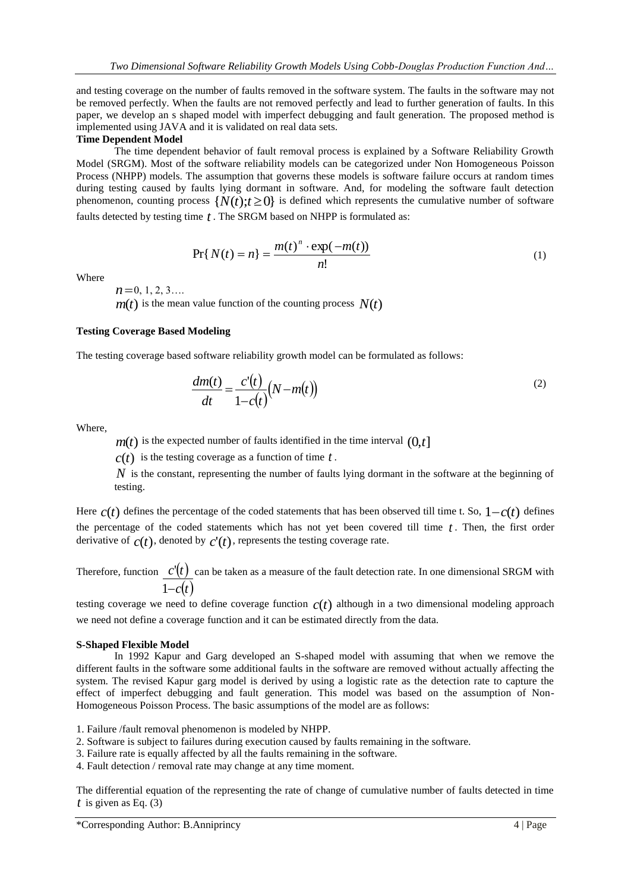and testing coverage on the number of faults removed in the software system. The faults in the software may not be removed perfectly. When the faults are not removed perfectly and lead to further generation of faults. In this paper, we develop an s shaped model with imperfect debugging and fault generation. The proposed method is implemented using JAVA and it is validated on real data sets.

**Time Dependent Model**

The time dependent behavior of fault removal process is explained by a Software Reliability Growth Model (SRGM). Most of the software reliability models can be categorized under Non Homogeneous Poisson Process (NHPP) models. The assumption that governs these models is software failure occurs at random times during testing caused by faults lying dormant in software. And, for modeling the software fault detection phenomenon, counting process $\{N(t); t \geq 0\}$ is defined which represents the cumulative number of software faults detected by testing time $t$. The SRGM based on NHPP is formulated as:

$$\Pr\{N(t) = n\} = \frac{m(t)^n \cdot \exp(-m(t))}{n!} \tag{1}$$

Where

$n = 0, 1, 2, 3….$

$m(t)$ is the mean value function of the counting process $N(t)$

**Testing Coverage Based Modeling**

The testing coverage based software reliability growth model can be formulated as follows:

$$\frac{dm(t)}{dt} = \frac{c'(t)}{1-c(t)}\left(N - m(t)\right) \tag{2}$$

Where,

$m(t)$ is the expected number of faults identified in the time interval $(0, t]$

$c(t)$ is the testing coverage as a function of time $t$.

$N$ is the constant, representing the number of faults lying dormant in the software at the beginning of testing.

Here $c(t)$ defines the percentage of the coded statements that has been observed till time t. So, $1 - c(t)$ defines the percentage of the coded statements which has not yet been covered till time $t$. Then, the first order derivative of $c(t)$, denoted by $c'(t)$, represents the testing coverage rate.

Therefore, function $\dfrac{c'(t)}{1-c(t)}$ can be taken as a measure of the fault detection rate. In one dimensional SRGM with testing coverage we need to define coverage function $c(t)$ although in a two dimensional modeling approach we need not define a coverage function and it can be estimated directly from the data.

**S-Shaped Flexible Model**

In 1992 Kapur and Garg developed an S-shaped model with assuming that when we remove the different faults in the software some additional faults in the software are removed without actually affecting the system. The revised Kapur garg model is derived by using a logistic rate as the detection rate to capture the effect of imperfect debugging and fault generation. This model was based on the assumption of Non-Homogeneous Poisson Process. The basic assumptions of the model are as follows:

1. Failure /fault removal phenomenon is modeled by NHPP.
2. Software is subject to failures during execution caused by faults remaining in the software.
3. Failure rate is equally affected by all the faults remaining in the software.
4. Fault detection / removal rate may change at any time moment.

The differential equation of the representing the rate of change of cumulative number of faults detected in time $t$ is given as Eq. (3)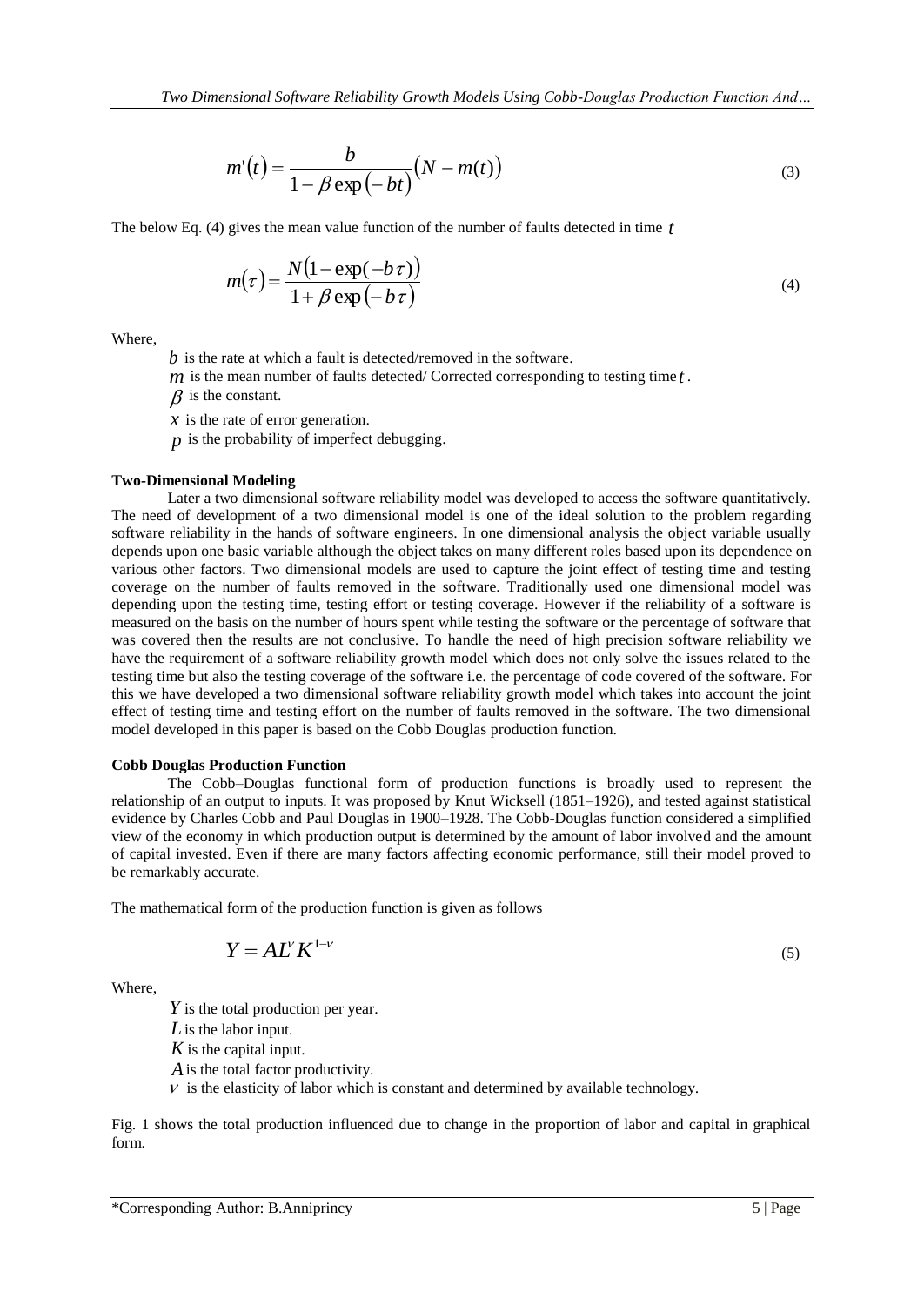$$m'(t) = \frac{b}{1 - \beta \exp(-bt)} (N - m(t)) \tag{3}$$

The below Eq. (4) gives the mean value function of the number of faults detected in time $t$

$$m(\tau) = \frac{N(1 - \exp(-b\tau))}{1 + \beta \exp(-b\tau)} \tag{4}$$

Where,

- $b$ is the rate at which a fault is detected/removed in the software.
- $m$ is the mean number of faults detected/ Corrected corresponding to testing time $t$.
- $\beta$ is the constant.
- $x$ is the rate of error generation.
- $p$ is the probability of imperfect debugging.

**Two-Dimensional Modeling**

Later a two dimensional software reliability model was developed to access the software quantitatively. The need of development of a two dimensional model is one of the ideal solution to the problem regarding software reliability in the hands of software engineers. In one dimensional analysis the object variable usually depends upon one basic variable although the object takes on many different roles based upon its dependence on various other factors. Two dimensional models are used to capture the joint effect of testing time and testing coverage on the number of faults removed in the software. Traditionally used one dimensional model was depending upon the testing time, testing effort or testing coverage. However if the reliability of a software is measured on the basis on the number of hours spent while testing the software or the percentage of software that was covered then the results are not conclusive. To handle the need of high precision software reliability we have the requirement of a software reliability growth model which does not only solve the issues related to the testing time but also the testing coverage of the software i.e. the percentage of code covered of the software. For this we have developed a two dimensional software reliability growth model which takes into account the joint effect of testing time and testing effort on the number of faults removed in the software. The two dimensional model developed in this paper is based on the Cobb Douglas production function.

**Cobb Douglas Production Function**

The Cobb–Douglas functional form of production functions is broadly used to represent the relationship of an output to inputs. It was proposed by Knut Wicksell (1851–1926), and tested against statistical evidence by Charles Cobb and Paul Douglas in 1900–1928. The Cobb-Douglas function considered a simplified view of the economy in which production output is determined by the amount of labor involved and the amount of capital invested. Even if there are many factors affecting economic performance, still their model proved to be remarkably accurate.

The mathematical form of the production function is given as follows

$$Y = AL^{\nu} K^{1-\nu} \tag{5}$$

Where,

- $Y$ is the total production per year.
- $L$ is the labor input.
- $K$ is the capital input.
- $A$ is the total factor productivity.
- $\nu$ is the elasticity of labor which is constant and determined by available technology.

Fig. 1 shows the total production influenced due to change in the proportion of labor and capital in graphical form.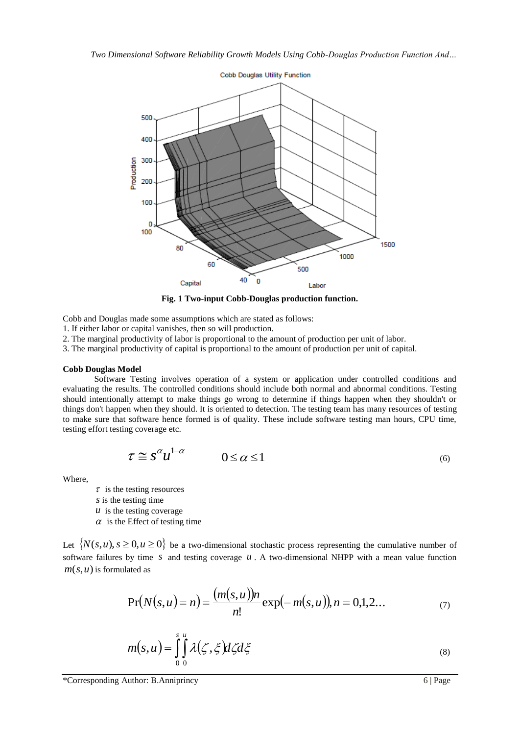**Fig. 1 Two-input Cobb-Douglas production function.**

Cobb and Douglas made some assumptions which are stated as follows:

1. If either labor or capital vanishes, then so will production.
2. The marginal productivity of labor is proportional to the amount of production per unit of labor.
3. The marginal productivity of capital is proportional to the amount of production per unit of capital.

**Cobb Douglas Model**

Software Testing involves operation of a system or application under controlled conditions and evaluating the results. The controlled conditions should include both normal and abnormal conditions. Testing should intentionally attempt to make things go wrong to determine if things happen when they shouldn't or things don't happen when they should. It is oriented to detection. The testing team has many resources of testing to make sure that software hence formed is of quality. These include software testing man hours, CPU time, testing effort testing coverage etc.

$$\tau \cong s^{\alpha} u^{1-\alpha} \qquad 0 \le \alpha \le 1 \tag{6}$$

Where,

$\tau$ is the testing resources

$s$ is the testing time

$u$ is the testing coverage

$\alpha$ is the Effect of testing time

Let $\{N(s,u), s \ge 0, u \ge 0\}$ be a two-dimensional stochastic process representing the cumulative number of software failures by time $s$ and testing coverage $u$. A two-dimensional NHPP with a mean value function $m(s,u)$ is formulated as

$$\Pr(N(s,u) = n) = \frac{(m(s,u))n}{n!} \exp(-m(s,u)), n = 0,1,2\ldots \tag{7}$$

$$m(s,u) = \int_0^s \int_0^u \lambda(\zeta, \xi) d\zeta d\xi \tag{8}$$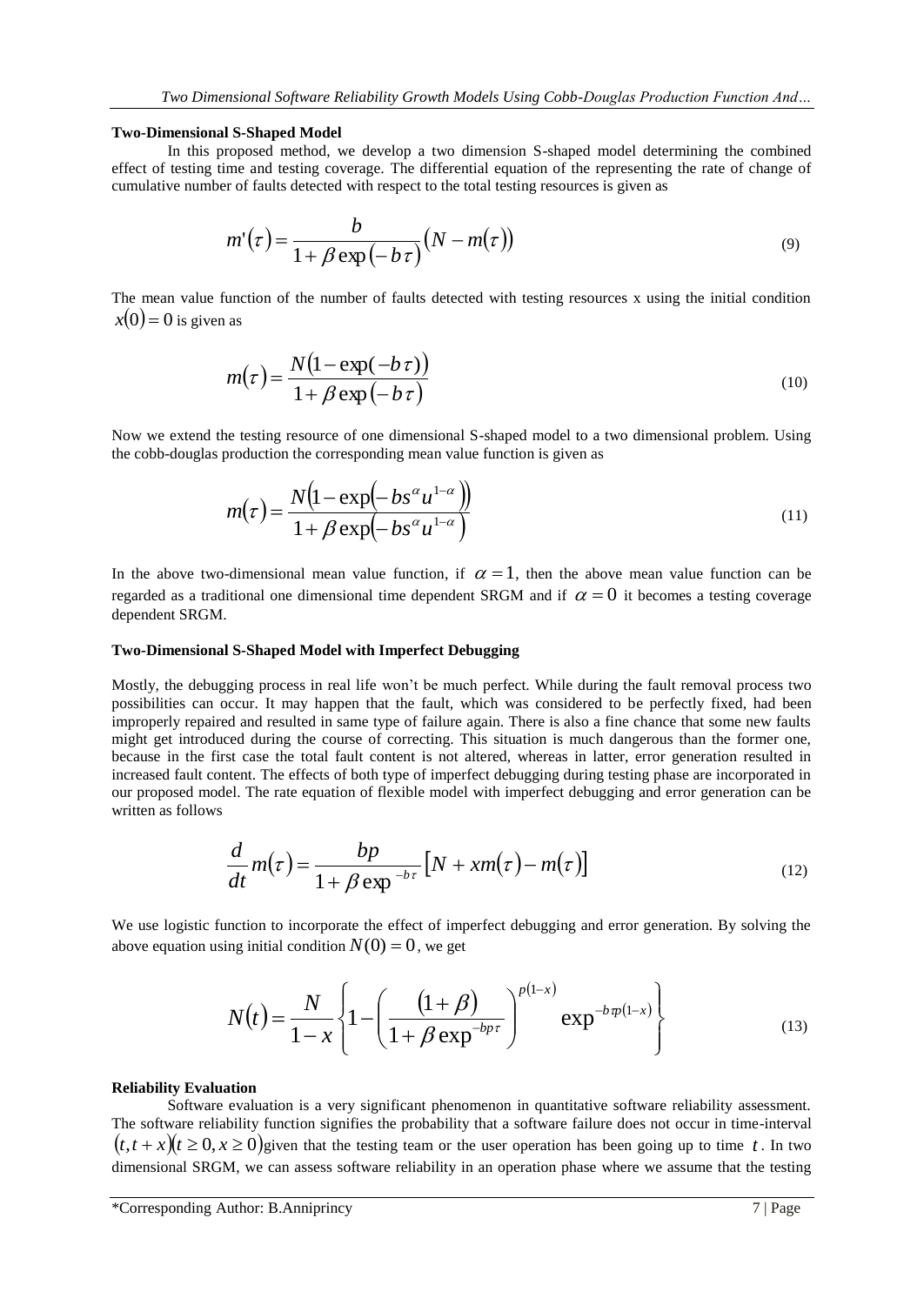**Two-Dimensional S-Shaped Model**

In this proposed method, we develop a two dimension S-shaped model determining the combined effect of testing time and testing coverage. The differential equation of the representing the rate of change of cumulative number of faults detected with respect to the total testing resources is given as

$$m'(\tau) = \frac{b}{1+\beta \exp(-b\tau)}(N - m(\tau)) \tag{9}$$

The mean value function of the number of faults detected with testing resources x using the initial condition $x(0) = 0$ is given as

$$m(\tau) = \frac{N(1-\exp(-b\tau))}{1+\beta \exp(-b\tau)} \tag{10}$$

Now we extend the testing resource of one dimensional S-shaped model to a two dimensional problem. Using the cobb-douglas production the corresponding mean value function is given as

$$m(\tau) = \frac{N\left(1-\exp\left(-bs^{\alpha}u^{1-\alpha}\right)\right)}{1+\beta \exp\left(-bs^{\alpha}u^{1-\alpha}\right)} \tag{11}$$

In the above two-dimensional mean value function, if $\alpha = 1$, then the above mean value function can be regarded as a traditional one dimensional time dependent SRGM and if $\alpha = 0$ it becomes a testing coverage dependent SRGM.

**Two-Dimensional S-Shaped Model with Imperfect Debugging**

Mostly, the debugging process in real life won't be much perfect. While during the fault removal process two possibilities can occur. It may happen that the fault, which was considered to be perfectly fixed, had been improperly repaired and resulted in same type of failure again. There is also a fine chance that some new faults might get introduced during the course of correcting. This situation is much dangerous than the former one, because in the first case the total fault content is not altered, whereas in latter, error generation resulted in increased fault content. The effects of both type of imperfect debugging during testing phase are incorporated in our proposed model. The rate equation of flexible model with imperfect debugging and error generation can be written as follows

$$\frac{d}{dt}m(\tau) = \frac{bp}{1+\beta \exp^{-b\tau}}\left[N + xm(\tau) - m(\tau)\right] \tag{12}$$

We use logistic function to incorporate the effect of imperfect debugging and error generation. By solving the above equation using initial condition $N(0) = 0$, we get

$$N(t) = \frac{N}{1-x}\left\{1 - \left(\frac{(1+\beta)}{1+\beta \exp^{-bp\tau}}\right)^{p(1-x)} \exp^{-b\tau p(1-x)}\right\} \tag{13}$$

**Reliability Evaluation**

Software evaluation is a very significant phenomenon in quantitative software reliability assessment. The software reliability function signifies the probability that a software failure does not occur in time-interval $(t, t+x)(t \geq 0, x \geq 0)$given that the testing team or the user operation has been going up to time $t$. In two dimensional SRGM, we can assess software reliability in an operation phase where we assume that the testing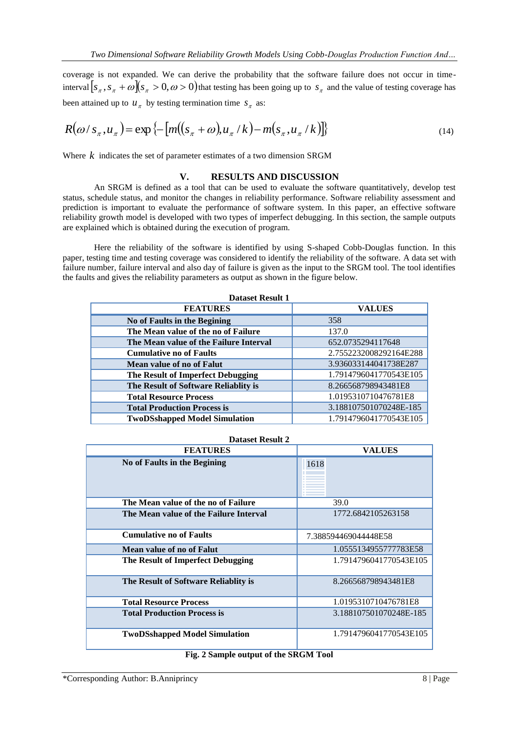coverage is not expanded. We can derive the probability that the software failure does not occur in time-interval $[s_\pi, s_\pi + \omega](s_\pi > 0, \omega > 0)$ that testing has been going up to $s_\pi$ and the value of testing coverage has been attained up to $u_\pi$ by testing termination time $s_\pi$ as:

$$R(\omega / s_\pi, u_\pi) = \exp\{-[m((s_\pi + \omega), u_\pi / k) - m(s_\pi, u_\pi / k)]\} \tag{14}$$

Where $k$ indicates the set of parameter estimates of a two dimension SRGM

## V. RESULTS AND DISCUSSION

An SRGM is defined as a tool that can be used to evaluate the software quantitatively, develop test status, schedule status, and monitor the changes in reliability performance. Software reliability assessment and prediction is important to evaluate the performance of software system. In this paper, an effective software reliability growth model is developed with two types of imperfect debugging. In this section, the sample outputs are explained which is obtained during the execution of program.

Here the reliability of the software is identified by using S-shaped Cobb-Douglas function. In this paper, testing time and testing coverage was considered to identify the reliability of the software. A data set with failure number, failure interval and also day of failure is given as the input to the SRGM tool. The tool identifies the faults and gives the reliability parameters as output as shown in the figure below.

**Dataset Result 1**

| FEATURES | VALUES |
|---|---|
| No of Faults in the Begining | 358 |
| The Mean value of the no of Failure | 137.0 |
| The Mean value of the Failure Interval | 652.0735294117648 |
| Cumulative no of Faults | 2.7552232008292164E288 |
| Mean value of no of Falut | 3.936033144041738E287 |
| The Result of Imperfect Debugging | 1.7914796041770543E105 |
| The Result of Software Reliablity is | 8.266568798943481E8 |
| Total Resource Process | 1.0195310710476781E8 |
| Total Production Process is | 3.188107501070248E-185 |
| TwoDSshapped Model Simulation | 1.7914796041770543E105 |

**Dataset Result 2**

| FEATURES | VALUES |
|---|---|
| No of Faults in the Begining | 1618 |
| The Mean value of the no of Failure | 39.0 |
| The Mean value of the Failure Interval | 1772.6842105263158 |
| Cumulative no of Faults | 7.388594469044448E58 |
| Mean value of no of Falut | 1.0555134955777783E58 |
| The Result of Imperfect Debugging | 1.7914796041770543E105 |
| The Result of Software Reliablity is | 8.266568798943481E8 |
| Total Resource Process | 1.0195310710476781E8 |
| Total Production Process is | 3.188107501070248E-185 |
| TwoDSshapped Model Simulation | 1.7914796041770543E105 |

**Fig. 2 Sample output of the SRGM Tool**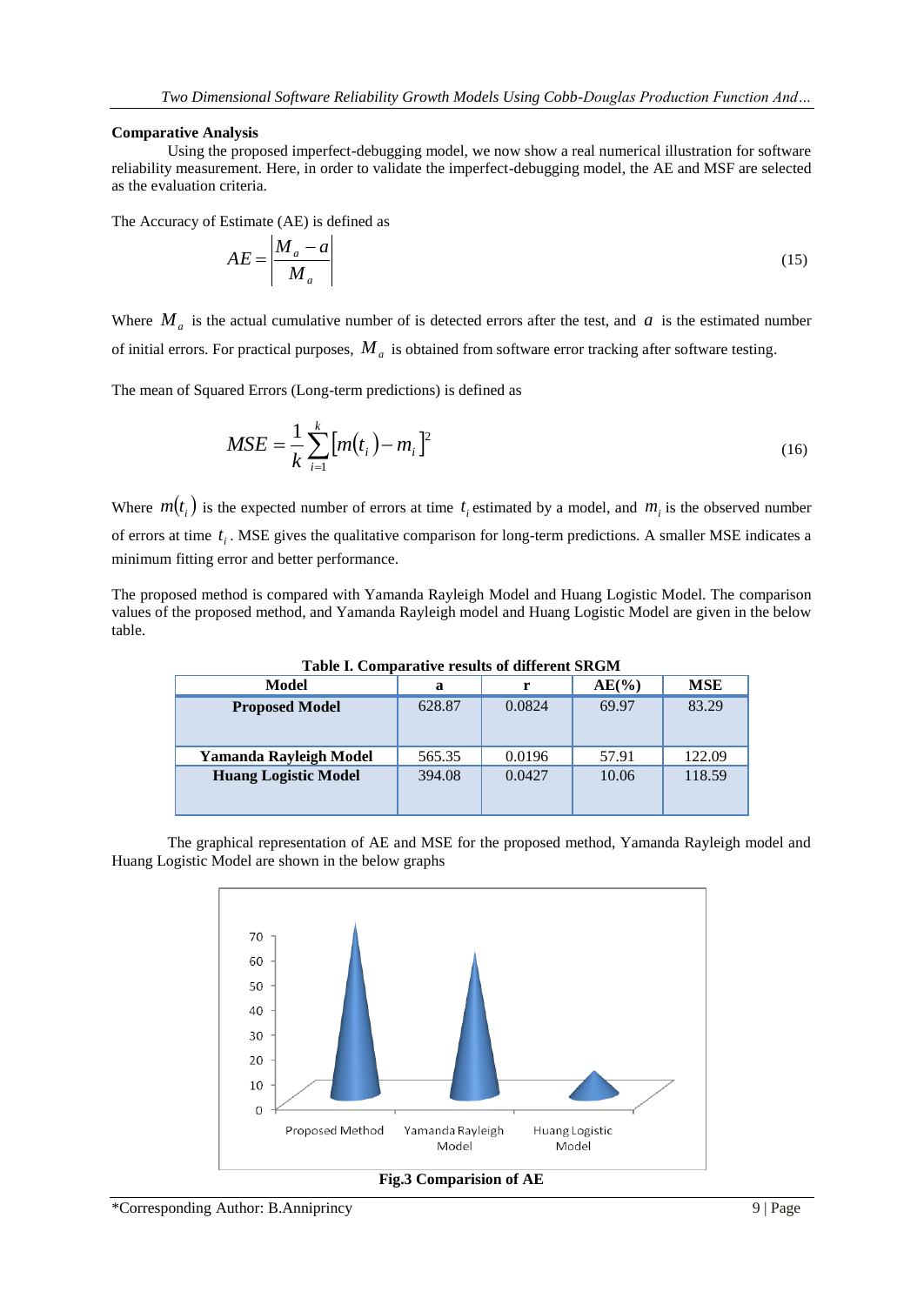**Comparative Analysis**

Using the proposed imperfect-debugging model, we now show a real numerical illustration for software reliability measurement. Here, in order to validate the imperfect-debugging model, the AE and MSF are selected as the evaluation criteria.

The Accuracy of Estimate (AE) is defined as

$$AE = \left| \frac{M_a - a}{M_a} \right| \tag{15}$$

Where $M_a$ is the actual cumulative number of is detected errors after the test, and $a$ is the estimated number of initial errors. For practical purposes, $M_a$ is obtained from software error tracking after software testing.

The mean of Squared Errors (Long-term predictions) is defined as

$$MSE = \frac{1}{k} \sum_{i=1}^{k} \left[ m(t_i) - m_i \right]^2 \tag{16}$$

Where $m(t_i)$ is the expected number of errors at time $t_i$ estimated by a model, and $m_i$ is the observed number of errors at time $t_i$. MSE gives the qualitative comparison for long-term predictions. A smaller MSE indicates a minimum fitting error and better performance.

The proposed method is compared with Yamanda Rayleigh Model and Huang Logistic Model. The comparison values of the proposed method, and Yamanda Rayleigh model and Huang Logistic Model are given in the below table.

**Table I. Comparative results of different SRGM**

| Model | a | r | AE(%) | MSE |
|---|---|---|---|---|
| **Proposed Model** | 628.87 | 0.0824 | 69.97 | 83.29 |
| **Yamanda Rayleigh Model** | 565.35 | 0.0196 | 57.91 | 122.09 |
| **Huang Logistic Model** | 394.08 | 0.0427 | 10.06 | 118.59 |

The graphical representation of AE and MSE for the proposed method, Yamanda Rayleigh model and Huang Logistic Model are shown in the below graphs

**Fig.3 Comparision of AE**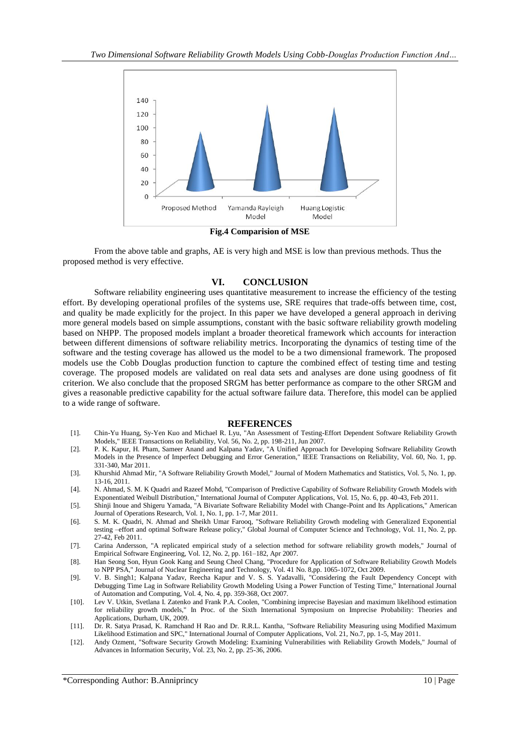Fig.4 Comparision of MSE

From the above table and graphs, AE is very high and MSE is low than previous methods. Thus the proposed method is very effective.

## VI. CONCLUSION

Software reliability engineering uses quantitative measurement to increase the efficiency of the testing effort. By developing operational profiles of the systems use, SRE requires that trade-offs between time, cost, and quality be made explicitly for the project. In this paper we have developed a general approach in deriving more general models based on simple assumptions, constant with the basic software reliability growth modeling based on NHPP. The proposed models implant a broader theoretical framework which accounts for interaction between different dimensions of software reliability metrics. Incorporating the dynamics of testing time of the software and the testing coverage has allowed us the model to be a two dimensional framework. The proposed models use the Cobb Douglas production function to capture the combined effect of testing time and testing coverage. The proposed models are validated on real data sets and analyses are done using goodness of fit criterion. We also conclude that the proposed SRGM has better performance as compare to the other SRGM and gives a reasonable predictive capability for the actual software failure data. Therefore, this model can be applied to a wide range of software.

## REFERENCES

[1]. Chin-Yu Huang, Sy-Yen Kuo and Michael R. Lyu, "An Assessment of Testing-Effort Dependent Software Reliability Growth Models," IEEE Transactions on Reliability, Vol. 56, No. 2, pp. 198-211, Jun 2007.

[2]. P. K. Kapur, H. Pham, Sameer Anand and Kalpana Yadav, "A Unified Approach for Developing Software Reliability Growth Models in the Presence of Imperfect Debugging and Error Generation," IEEE Transactions on Reliability, Vol. 60, No. 1, pp. 331-340, Mar 2011.

[3]. Khurshid Ahmad Mir, "A Software Reliability Growth Model," Journal of Modern Mathematics and Statistics, Vol. 5, No. 1, pp. 13-16, 2011.

[4]. N. Ahmad, S. M. K Quadri and Razeef Mohd, "Comparison of Predictive Capability of Software Reliability Growth Models with Exponentiated Weibull Distribution," International Journal of Computer Applications, Vol. 15, No. 6, pp. 40-43, Feb 2011.

[5]. Shinji Inoue and Shigeru Yamada, "A Bivariate Software Reliability Model with Change-Point and Its Applications," American Journal of Operations Research, Vol. 1, No. 1, pp. 1-7, Mar 2011.

[6]. S. M. K. Quadri, N. Ahmad and Sheikh Umar Farooq, "Software Reliability Growth modeling with Generalized Exponential testing –effort and optimal Software Release policy," Global Journal of Computer Science and Technology, Vol. 11, No. 2, pp. 27-42, Feb 2011.

[7]. Carina Andersson, "A replicated empirical study of a selection method for software reliability growth models," Journal of Empirical Software Engineering, Vol. 12, No. 2, pp. 161–182, Apr 2007.

[8]. Han Seong Son, Hyun Gook Kang and Seung Cheol Chang, "Procedure for Application of Software Reliability Growth Models to NPP PSA," Journal of Nuclear Engineering and Technology, Vol. 41 No. 8,pp. 1065-1072, Oct 2009.

[9]. V. B. Singh1; Kalpana Yadav, Reecha Kapur and V. S. S. Yadavalli, "Considering the Fault Dependency Concept with Debugging Time Lag in Software Reliability Growth Modeling Using a Power Function of Testing Time," International Journal of Automation and Computing, Vol. 4, No. 4, pp. 359-368, Oct 2007.

[10]. Lev V. Utkin, Svetlana I. Zatenko and Frank P.A. Coolen, "Combining imprecise Bayesian and maximum likelihood estimation for reliability growth models," In Proc. of the Sixth International Symposium on Imprecise Probability: Theories and Applications, Durham, UK, 2009.

[11]. Dr. R. Satya Prasad, K. Ramchand H Rao and Dr. R.R.L. Kantha, "Software Reliability Measuring using Modified Maximum Likelihood Estimation and SPC," International Journal of Computer Applications, Vol. 21, No.7, pp. 1-5, May 2011.

[12]. Andy Ozment, "Software Security Growth Modeling: Examining Vulnerabilities with Reliability Growth Models," Journal of Advances in Information Security, Vol. 23, No. 2, pp. 25-36, 2006.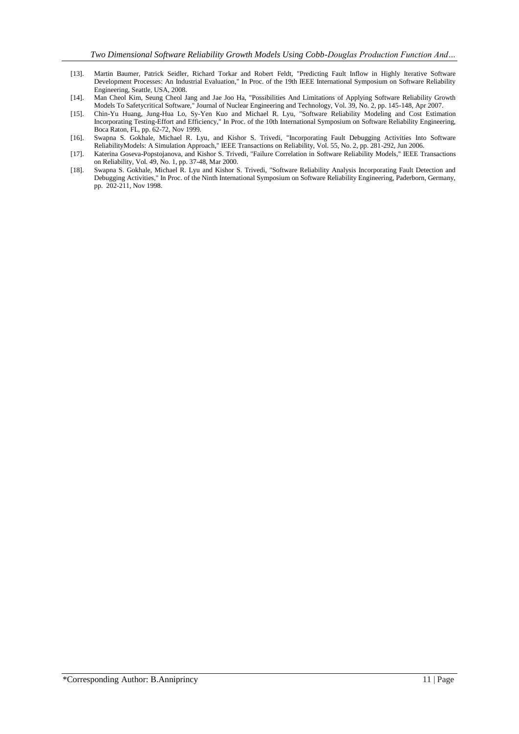[13]. Martin Baumer, Patrick Seidler, Richard Torkar and Robert Feldt, "Predicting Fault Inflow in Highly Iterative Software Development Processes: An Industrial Evaluation," In Proc. of the 19th IEEE International Symposium on Software Reliability Engineering, Seattle, USA, 2008.

[14]. Man Cheol Kim, Seung Cheol Jang and Jae Joo Ha, "Possibilities And Limitations of Applying Software Reliability Growth Models To Safetycritical Software," Journal of Nuclear Engineering and Technology, Vol. 39, No. 2, pp. 145-148, Apr 2007.

[15]. Chin-Yu Huang, Jung-Hua Lo, Sy-Yen Kuo and Michael R. Lyu, "Software Reliability Modeling and Cost Estimation Incorporating Testing-Effort and Efficiency," In Proc. of the 10th International Symposium on Software Reliability Engineering, Boca Raton, FL, pp. 62-72, Nov 1999.

[16]. Swapna S. Gokhale, Michael R. Lyu, and Kishor S. Trivedi, "Incorporating Fault Debugging Activities Into Software ReliabilityModels: A Simulation Approach," IEEE Transactions on Reliability, Vol. 55, No. 2, pp. 281-292, Jun 2006.

[17]. Katerina Goseva-Popstojanova, and Kishor S. Trivedi, "Failure Correlation in Software Reliability Models," IEEE Transactions on Reliability, Vol. 49, No. 1, pp. 37-48, Mar 2000.

[18]. Swapna S. Gokhale, Michael R. Lyu and Kishor S. Trivedi, "Software Reliability Analysis Incorporating Fault Detection and Debugging Activities," In Proc. of the Ninth International Symposium on Software Reliability Engineering, Paderborn, Germany, pp. 202-211, Nov 1998.